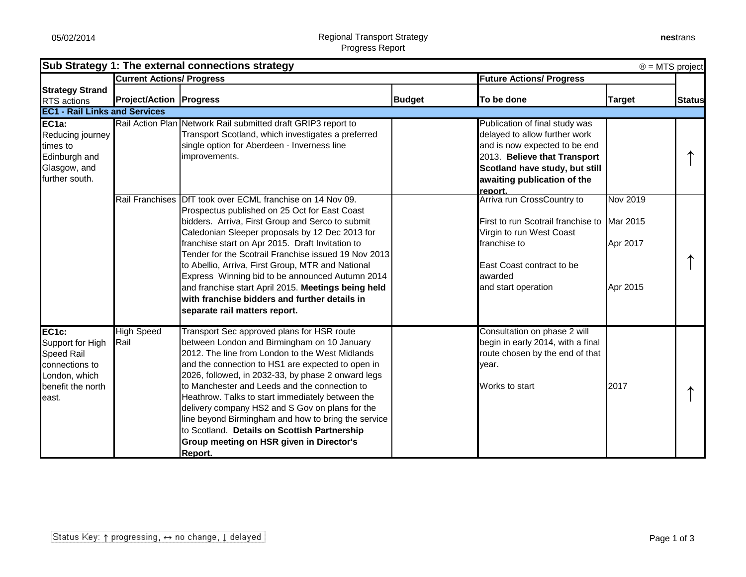Regional Transport Strategy
Progress Report

## Sub Strategy 1: The external connections strategy

® = MTS project

| Strategy Strand RTS actions | Current Actions/ Progress | | | Future Actions/ Progress | | Status |
|---|---|---|---|---|---|---|
| | **Project/Action** | **Progress** | **Budget** | **To be done** | **Target** | |
| **EC1 - Rail Links and Services** | | | | | | |
| **EC1a:** Reducing journey times to Edinburgh and Glasgow, and further south. | Rail Action Plan | Network Rail submitted draft GRIP3 report to Transport Scotland, which investigates a preferred single option for Aberdeen - Inverness line improvements. | | Publication of final study was delayed to allow further work and is now expected to be end 2013. **Believe that Transport Scotland have study, but still awaiting publication of the report.** | | ↑ |
| | Rail Franchises | DfT took over ECML franchise on 14 Nov 09. Prospectus published on 25 Oct for East Coast bidders. Arriva, First Group and Serco to submit Caledonian Sleeper proposals by 12 Dec 2013 for franchise start on Apr 2015. Draft Invitation to Tender for the Scotrail Franchise issued 19 Nov 2013 to Abellio, Arriva, First Group, MTR and National Express Winning bid to be announced Autumn 2014 and franchise start April 2015. **Meetings being held with franchise bidders and further details in separate rail matters report.** | | Arriva run CrossCountry to<br><br>First to run Scotrail franchise to<br>Virgin to run West Coast franchise to<br><br>East Coast contract to be awarded and start operation | Nov 2019<br><br>Mar 2015<br><br>Apr 2017<br><br>Apr 2015 | ↑ |
| **EC1c:** Support for High Speed Rail connections to London, which benefit the north east. | High Speed Rail | Transport Sec approved plans for HSR route between London and Birmingham on 10 January 2012. The line from London to the West Midlands and the connection to HS1 are expected to open in 2026, followed, in 2032-33, by phase 2 onward legs to Manchester and Leeds and the connection to Heathrow. Talks to start immediately between the delivery company HS2 and S Gov on plans for the line beyond Birmingham and how to bring the service to Scotland. **Details on Scottish Partnership Group meeting on HSR given in Director's Report.** | | Consultation on phase 2 will begin in early 2014, with a final route chosen by the end of that year.<br><br>Works to start | <br><br><br><br>2017 | ↑ |

Status Key: ↑ progressing, ↔ no change, ↓ delayed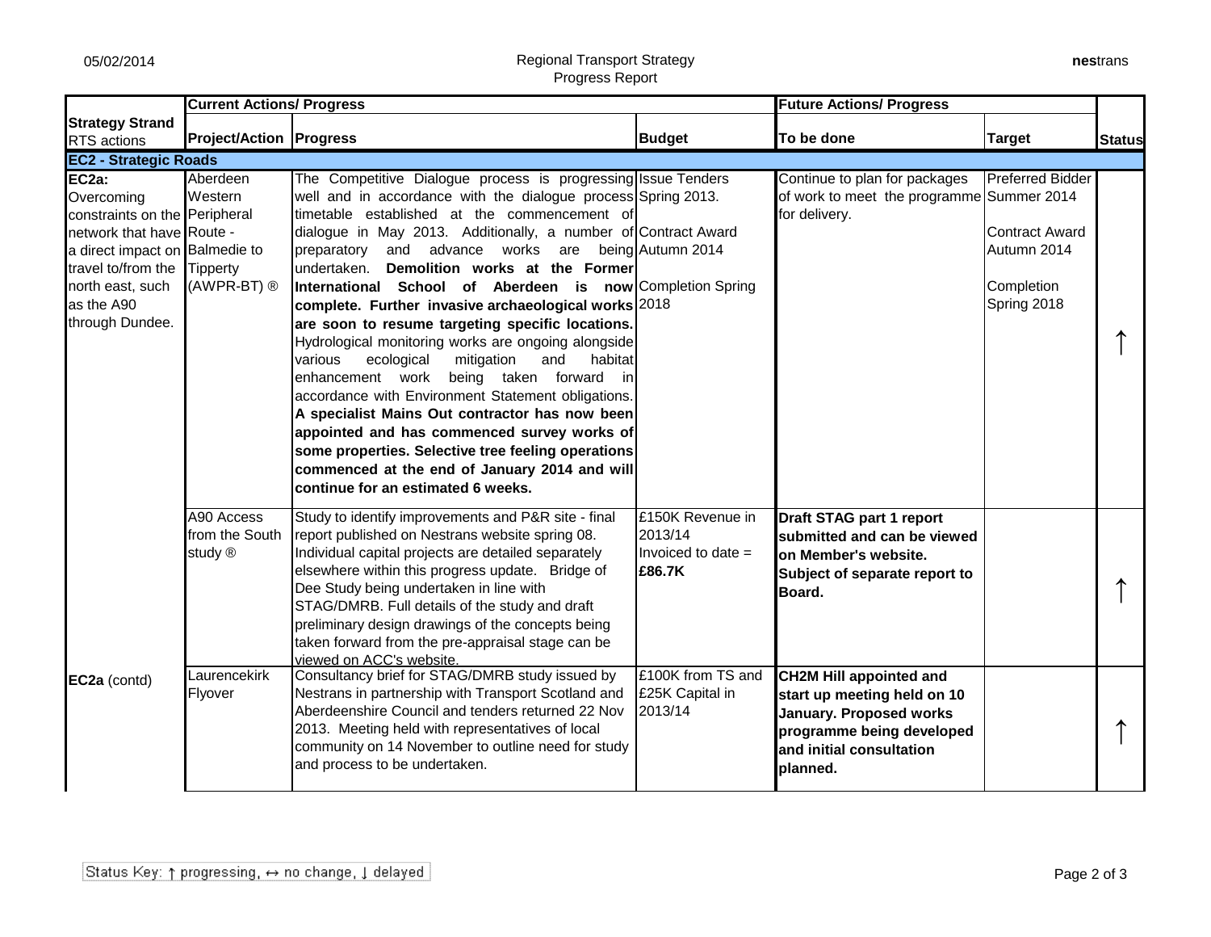| Strategy Strand RTS actions | Current Actions/ Progress | | | Future Actions/ Progress | | Status |
|---|---|---|---|---|---|---|
| | Project/Action | Progress | Budget | To be done | Target | |
| **EC2 - Strategic Roads** | | | | | | |
| **EC2a:** Overcoming constraints on the network that have a direct impact on travel to/from the north east, such as the A90 through Dundee. | Aberdeen Western Peripheral Route - Balmedie to Tipperty (AWPR-BT) ® | The Competitive Dialogue process is progressing well and in accordance with the dialogue process timetable established at the commencement of dialogue in May 2013. Additionally, a number of preparatory and advance works are being undertaken. **Demolition works at the Former International School of Aberdeen is now complete. Further invasive archaeological works are soon to resume targeting specific locations.** Hydrological monitoring works are ongoing alongside various ecological mitigation and habitat enhancement work being taken forward in accordance with Environment Statement obligations. **A specialist Mains Out contractor has now been appointed and has commenced survey works of some properties. Selective tree feeling operations commenced at the end of January 2014 and will continue for an estimated 6 weeks.** | Issue Tenders Spring 2013.<br><br>Contract Award Autumn 2014<br><br>Completion Spring 2018 | Continue to plan for packages of work to meet the programme for delivery. | Preferred Bidder Summer 2014<br><br>Contract Award Autumn 2014<br><br>Completion Spring 2018 | ↑ |
| | A90 Access from the South study ® | Study to identify improvements and P&R site - final report published on Nestrans website spring 08. Individual capital projects are detailed separately elsewhere within this progress update. Bridge of Dee Study being undertaken in line with STAG/DMRB. Full details of the study and draft preliminary design drawings of the concepts being taken forward from the pre-appraisal stage can be viewed on ACC's website. | £150K Revenue in 2013/14<br>Invoiced to date = **£86.7K** | **Draft STAG part 1 report submitted and can be viewed on Member's website. Subject of separate report to Board.** | | ↑ |
| **EC2a** (contd) | Laurencekirk Flyover | Consultancy brief for STAG/DMRB study issued by Nestrans in partnership with Transport Scotland and Aberdeenshire Council and tenders returned 22 Nov 2013. Meeting held with representatives of local community on 14 November to outline need for study and process to be undertaken. | £100K from TS and £25K Capital in 2013/14 | **CH2M Hill appointed and start up meeting held on 10 January. Proposed works programme being developed and initial consultation planned.** | | ↑ |

Status Key: ↑ progressing, ↔ no change, ↓ delayed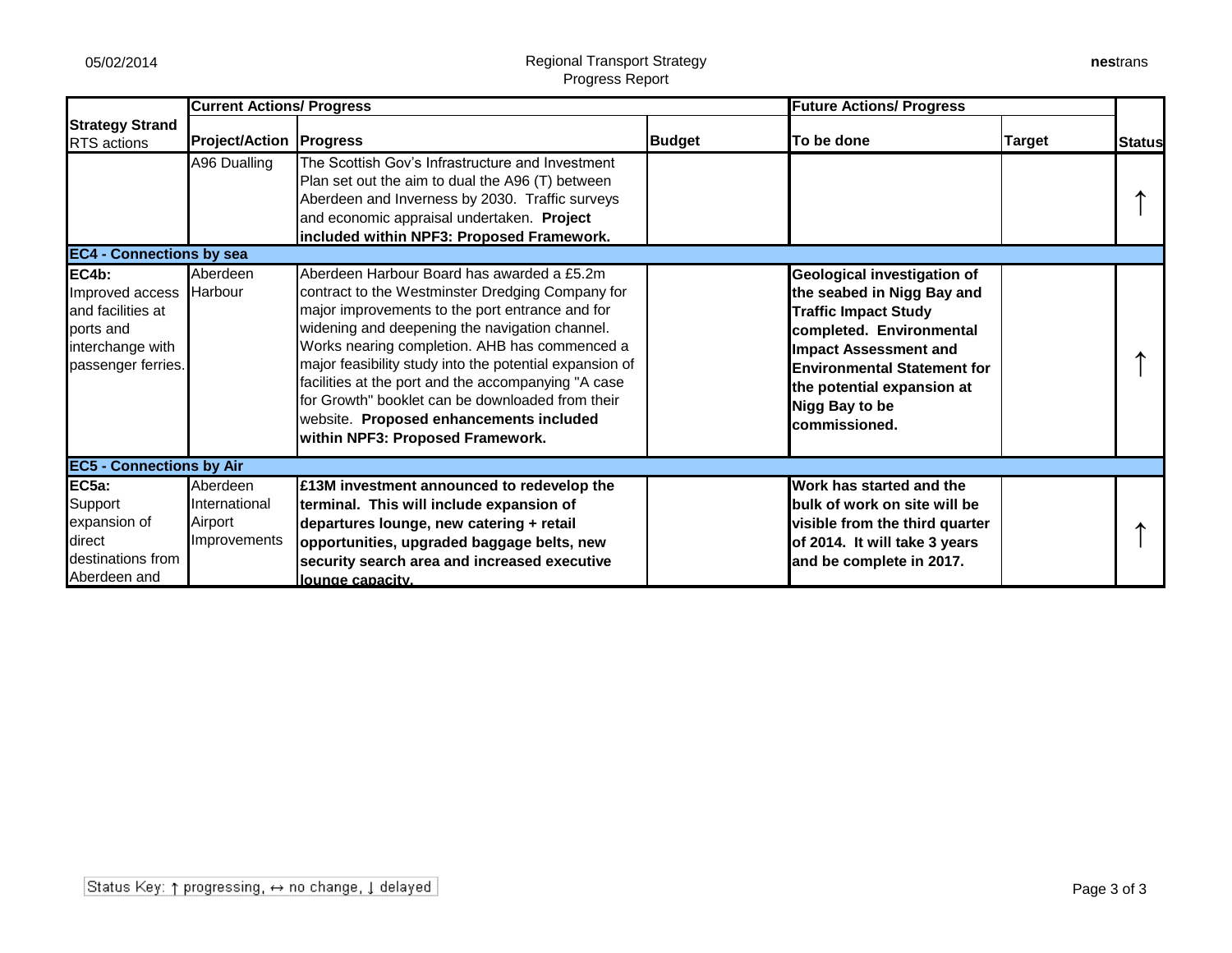| Strategy Strand RTS actions | Current Actions/ Progress | | | Future Actions/ Progress | | Status |
|---|---|---|---|---|---|---|
| | Project/Action | Progress | Budget | To be done | Target | |
| | A96 Dualling | The Scottish Gov's Infrastructure and Investment Plan set out the aim to dual the A96 (T) between Aberdeen and Inverness by 2030. Traffic surveys and economic appraisal undertaken. **Project included within NPF3: Proposed Framework.** | | | | ↑ |
| **EC4 - Connections by sea** | | | | | | |
| **EC4b:** Improved access and facilities at ports and interchange with passenger ferries. | Aberdeen Harbour | Aberdeen Harbour Board has awarded a £5.2m contract to the Westminster Dredging Company for major improvements to the port entrance and for widening and deepening the navigation channel. Works nearing completion. AHB has commenced a major feasibility study into the potential expansion of facilities at the port and the accompanying "A case for Growth" booklet can be downloaded from their website. **Proposed enhancements included within NPF3: Proposed Framework.** | | **Geological investigation of the seabed in Nigg Bay and Traffic Impact Study completed. Environmental Impact Assessment and Environmental Statement for the potential expansion at Nigg Bay to be commissioned.** | | ↑ |
| **EC5 - Connections by Air** | | | | | | |
| **EC5a:** Support expansion of direct destinations from Aberdeen and | Aberdeen International Airport Improvements | **£13M investment announced to redevelop the terminal. This will include expansion of departures lounge, new catering + retail opportunities, upgraded baggage belts, new security search area and increased executive lounge capacity.** | | **Work has started and the bulk of work on site will be visible from the third quarter of 2014. It will take 3 years and be complete in 2017.** | | ↑ |

Status Key: ↑ progressing, ↔ no change, ↓ delayed